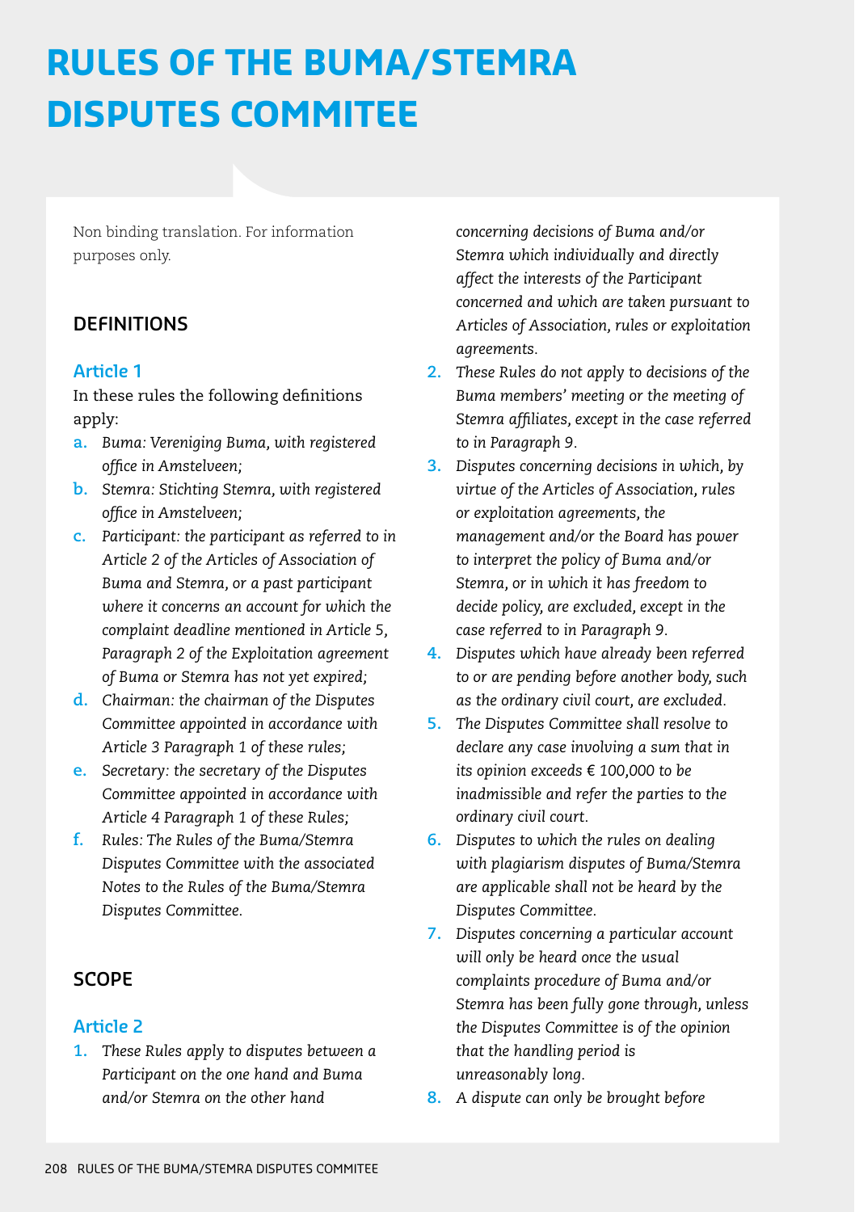# RULES OF THE BUMA/STEMRA DISPUTES COMMITEE

Non binding translation. For information purposes only.

## DEFINITIONS

### Article 1

In these rules the following definitions apply:

a. *Buma: Vereniging Buma, with registered office in Amstelveen;*

b. *Stemra: Stichting Stemra, with registered office in Amstelveen;*

c. *Participant: the participant as referred to in Article 2 of the Articles of Association of Buma and Stemra, or a past participant where it concerns an account for which the complaint deadline mentioned in Article 5, Paragraph 2 of the Exploitation agreement of Buma or Stemra has not yet expired;*

d. *Chairman: the chairman of the Disputes Committee appointed in accordance with Article 3 Paragraph 1 of these rules;*

e. *Secretary: the secretary of the Disputes Committee appointed in accordance with Article 4 Paragraph 1 of these Rules;*

f. *Rules: The Rules of the Buma/Stemra Disputes Committee with the associated Notes to the Rules of the Buma/Stemra Disputes Committee.*

## SCOPE

### Article 2

1. *These Rules apply to disputes between a Participant on the one hand and Buma and/or Stemra on the other hand concerning decisions of Buma and/or Stemra which individually and directly affect the interests of the Participant concerned and which are taken pursuant to Articles of Association, rules or exploitation agreements.*
2. *These Rules do not apply to decisions of the Buma members' meeting or the meeting of Stemra affiliates, except in the case referred to in Paragraph 9.*
3. *Disputes concerning decisions in which, by virtue of the Articles of Association, rules or exploitation agreements, the management and/or the Board has power to interpret the policy of Buma and/or Stemra, or in which it has freedom to decide policy, are excluded, except in the case referred to in Paragraph 9.*
4. *Disputes which have already been referred to or are pending before another body, such as the ordinary civil court, are excluded.*
5. *The Disputes Committee shall resolve to declare any case involving a sum that in its opinion exceeds € 100,000 to be inadmissible and refer the parties to the ordinary civil court.*
6. *Disputes to which the rules on dealing with plagiarism disputes of Buma/Stemra are applicable shall not be heard by the Disputes Committee.*
7. *Disputes concerning a particular account will only be heard once the usual complaints procedure of Buma and/or Stemra has been fully gone through, unless the Disputes Committee is of the opinion that the handling period is unreasonably long.*
8. *A dispute can only be brought before*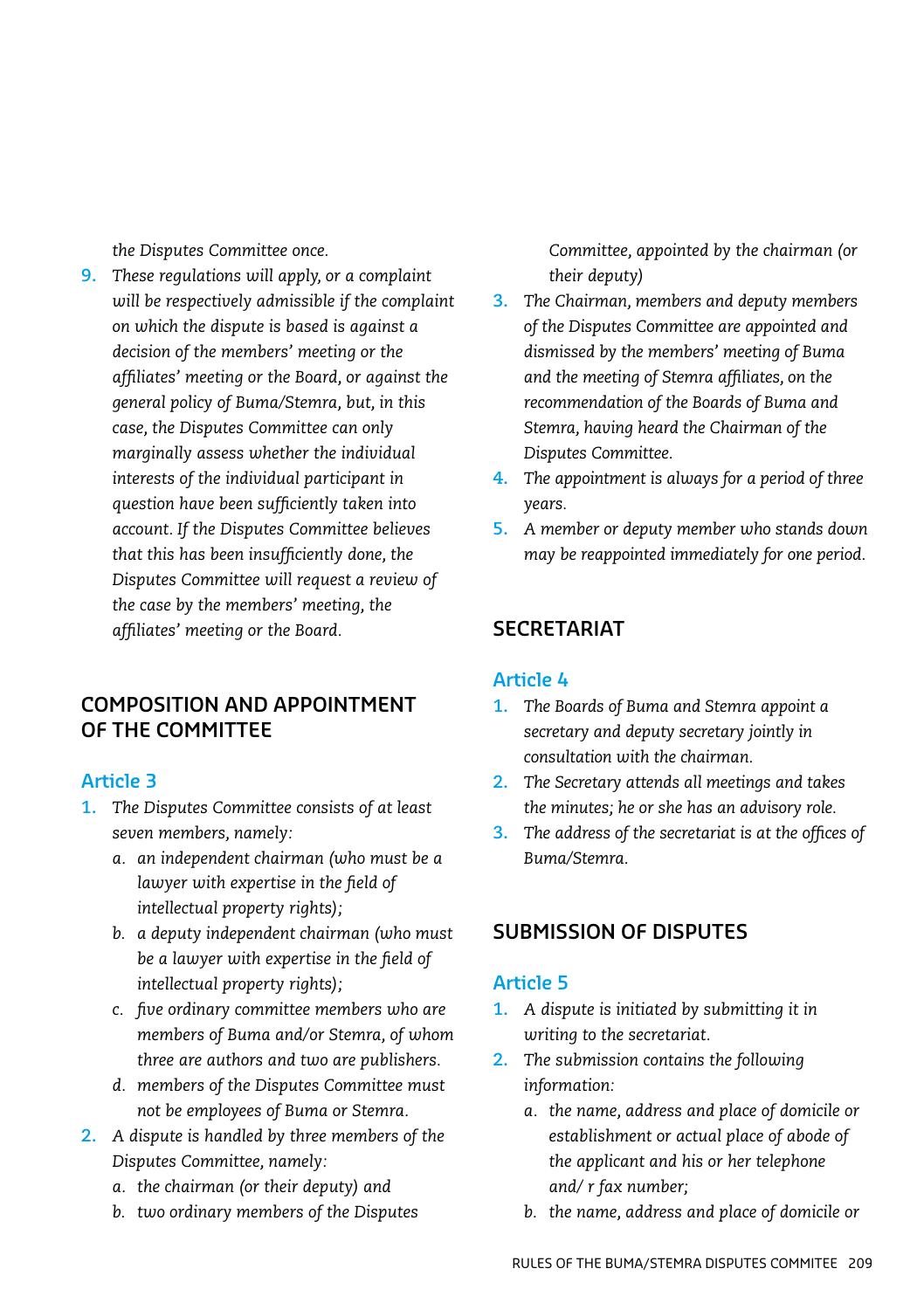*the Disputes Committee once.*

9. *These regulations will apply, or a complaint will be respectively admissible if the complaint on which the dispute is based is against a decision of the members' meeting or the affiliates' meeting or the Board, or against the general policy of Buma/Stemra, but, in this case, the Disputes Committee can only marginally assess whether the individual interests of the individual participant in question have been sufficiently taken into account. If the Disputes Committee believes that this has been insufficiently done, the Disputes Committee will request a review of the case by the members' meeting, the affiliates' meeting or the Board.*

## COMPOSITION AND APPOINTMENT OF THE COMMITTEE

### Article 3

1. *The Disputes Committee consists of at least seven members, namely:*
   a. *an independent chairman (who must be a lawyer with expertise in the field of intellectual property rights);*
   b. *a deputy independent chairman (who must be a lawyer with expertise in the field of intellectual property rights);*
   c. *five ordinary committee members who are members of Buma and/or Stemra, of whom three are authors and two are publishers.*
   d. *members of the Disputes Committee must not be employees of Buma or Stemra.*
2. *A dispute is handled by three members of the Disputes Committee, namely:*
   a. *the chairman (or their deputy) and*
   b. *two ordinary members of the Disputes Committee, appointed by the chairman (or their deputy)*
3. *The Chairman, members and deputy members of the Disputes Committee are appointed and dismissed by the members' meeting of Buma and the meeting of Stemra affiliates, on the recommendation of the Boards of Buma and Stemra, having heard the Chairman of the Disputes Committee.*
4. *The appointment is always for a period of three years.*
5. *A member or deputy member who stands down may be reappointed immediately for one period.*

## SECRETARIAT

### Article 4

1. *The Boards of Buma and Stemra appoint a secretary and deputy secretary jointly in consultation with the chairman.*
2. *The Secretary attends all meetings and takes the minutes; he or she has an advisory role.*
3. *The address of the secretariat is at the offices of Buma/Stemra.*

## SUBMISSION OF DISPUTES

### Article 5

1. *A dispute is initiated by submitting it in writing to the secretariat.*
2. *The submission contains the following information:*
   a. *the name, address and place of domicile or establishment or actual place of abode of the applicant and his or her telephone and/ r fax number;*
   b. *the name, address and place of domicile or*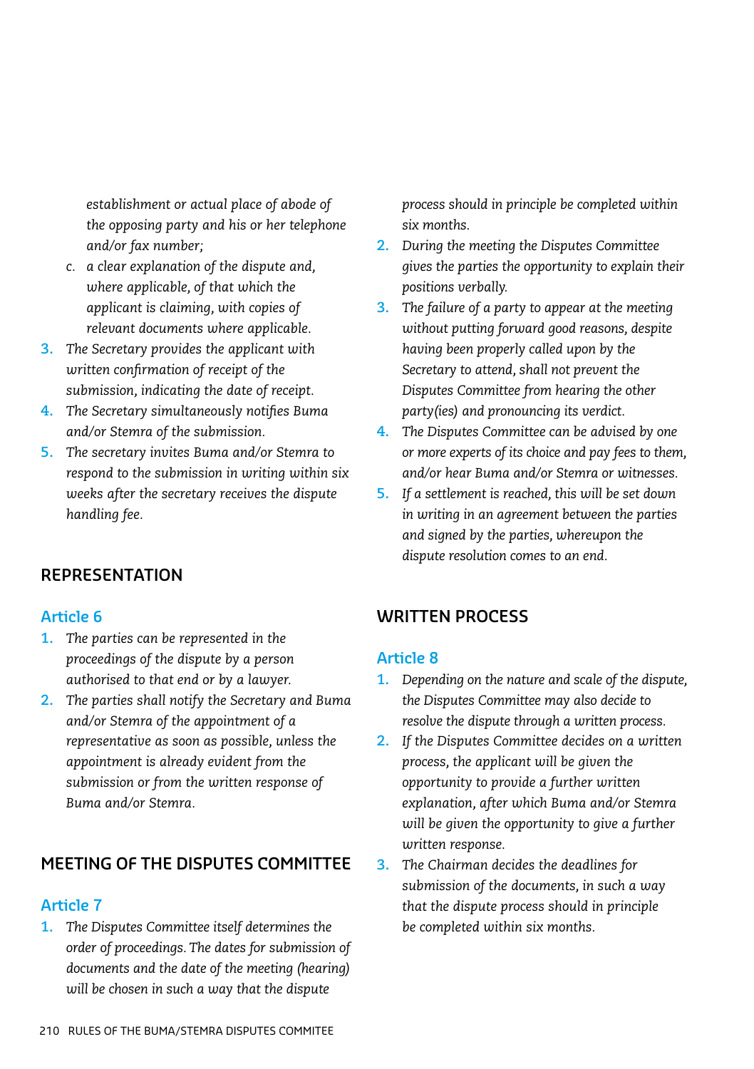establishment or actual place of abode of the opposing party and his or her telephone and/or fax number;

   c. a clear explanation of the dispute and, where applicable, of that which the applicant is claiming, with copies of relevant documents where applicable.

3. *The Secretary provides the applicant with written confirmation of receipt of the submission, indicating the date of receipt.*
4. *The Secretary simultaneously notifies Buma and/or Stemra of the submission.*
5. *The secretary invites Buma and/or Stemra to respond to the submission in writing within six weeks after the secretary receives the dispute handling fee.*

## REPRESENTATION

### Article 6

1. *The parties can be represented in the proceedings of the dispute by a person authorised to that end or by a lawyer.*
2. *The parties shall notify the Secretary and Buma and/or Stemra of the appointment of a representative as soon as possible, unless the appointment is already evident from the submission or from the written response of Buma and/or Stemra.*

## MEETING OF THE DISPUTES COMMITTEE

### Article 7

1. *The Disputes Committee itself determines the order of proceedings. The dates for submission of documents and the date of the meeting (hearing) will be chosen in such a way that the dispute process should in principle be completed within six months.*
2. *During the meeting the Disputes Committee gives the parties the opportunity to explain their positions verbally.*
3. *The failure of a party to appear at the meeting without putting forward good reasons, despite having been properly called upon by the Secretary to attend, shall not prevent the Disputes Committee from hearing the other party(ies) and pronouncing its verdict.*
4. *The Disputes Committee can be advised by one or more experts of its choice and pay fees to them, and/or hear Buma and/or Stemra or witnesses.*
5. *If a settlement is reached, this will be set down in writing in an agreement between the parties and signed by the parties, whereupon the dispute resolution comes to an end.*

## WRITTEN PROCESS

### Article 8

1. *Depending on the nature and scale of the dispute, the Disputes Committee may also decide to resolve the dispute through a written process.*
2. *If the Disputes Committee decides on a written process, the applicant will be given the opportunity to provide a further written explanation, after which Buma and/or Stemra will be given the opportunity to give a further written response.*
3. *The Chairman decides the deadlines for submission of the documents, in such a way that the dispute process should in principle be completed within six months.*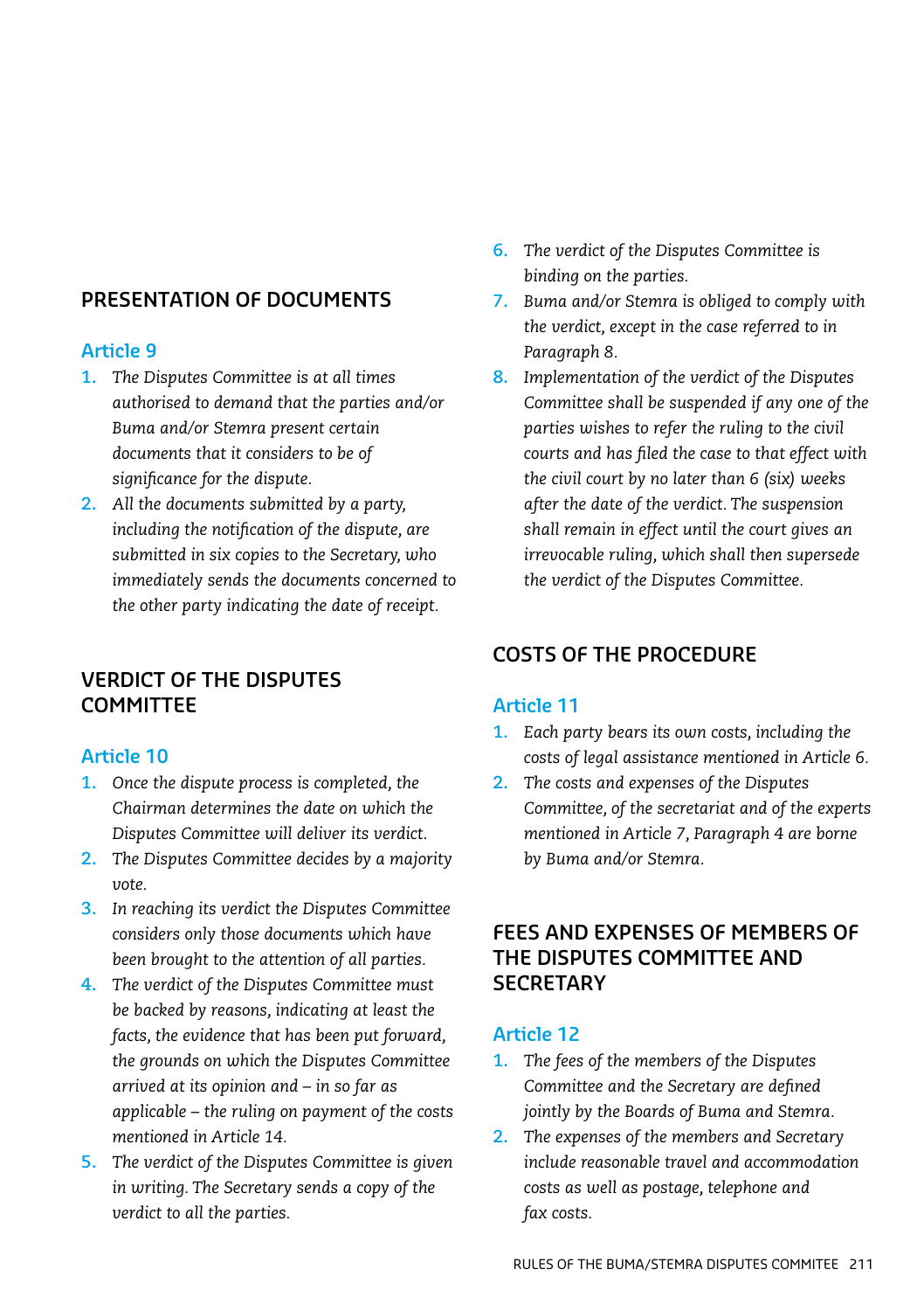## PRESENTATION OF DOCUMENTS

### Article 9

1. *The Disputes Committee is at all times authorised to demand that the parties and/or Buma and/or Stemra present certain documents that it considers to be of significance for the dispute.*
2. *All the documents submitted by a party, including the notification of the dispute, are submitted in six copies to the Secretary, who immediately sends the documents concerned to the other party indicating the date of receipt.*

## VERDICT OF THE DISPUTES COMMITTEE

### Article 10

1. *Once the dispute process is completed, the Chairman determines the date on which the Disputes Committee will deliver its verdict.*
2. *The Disputes Committee decides by a majority vote.*
3. *In reaching its verdict the Disputes Committee considers only those documents which have been brought to the attention of all parties.*
4. *The verdict of the Disputes Committee must be backed by reasons, indicating at least the facts, the evidence that has been put forward, the grounds on which the Disputes Committee arrived at its opinion and – in so far as applicable – the ruling on payment of the costs mentioned in Article 14.*
5. *The verdict of the Disputes Committee is given in writing. The Secretary sends a copy of the verdict to all the parties.*
6. *The verdict of the Disputes Committee is binding on the parties.*
7. *Buma and/or Stemra is obliged to comply with the verdict, except in the case referred to in Paragraph 8.*
8. *Implementation of the verdict of the Disputes Committee shall be suspended if any one of the parties wishes to refer the ruling to the civil courts and has filed the case to that effect with the civil court by no later than 6 (six) weeks after the date of the verdict. The suspension shall remain in effect until the court gives an irrevocable ruling, which shall then supersede the verdict of the Disputes Committee.*

## COSTS OF THE PROCEDURE

### Article 11

1. *Each party bears its own costs, including the costs of legal assistance mentioned in Article 6.*
2. *The costs and expenses of the Disputes Committee, of the secretariat and of the experts mentioned in Article 7, Paragraph 4 are borne by Buma and/or Stemra.*

## FEES AND EXPENSES OF MEMBERS OF THE DISPUTES COMMITTEE AND SECRETARY

### Article 12

1. *The fees of the members of the Disputes Committee and the Secretary are defined jointly by the Boards of Buma and Stemra.*
2. *The expenses of the members and Secretary include reasonable travel and accommodation costs as well as postage, telephone and fax costs.*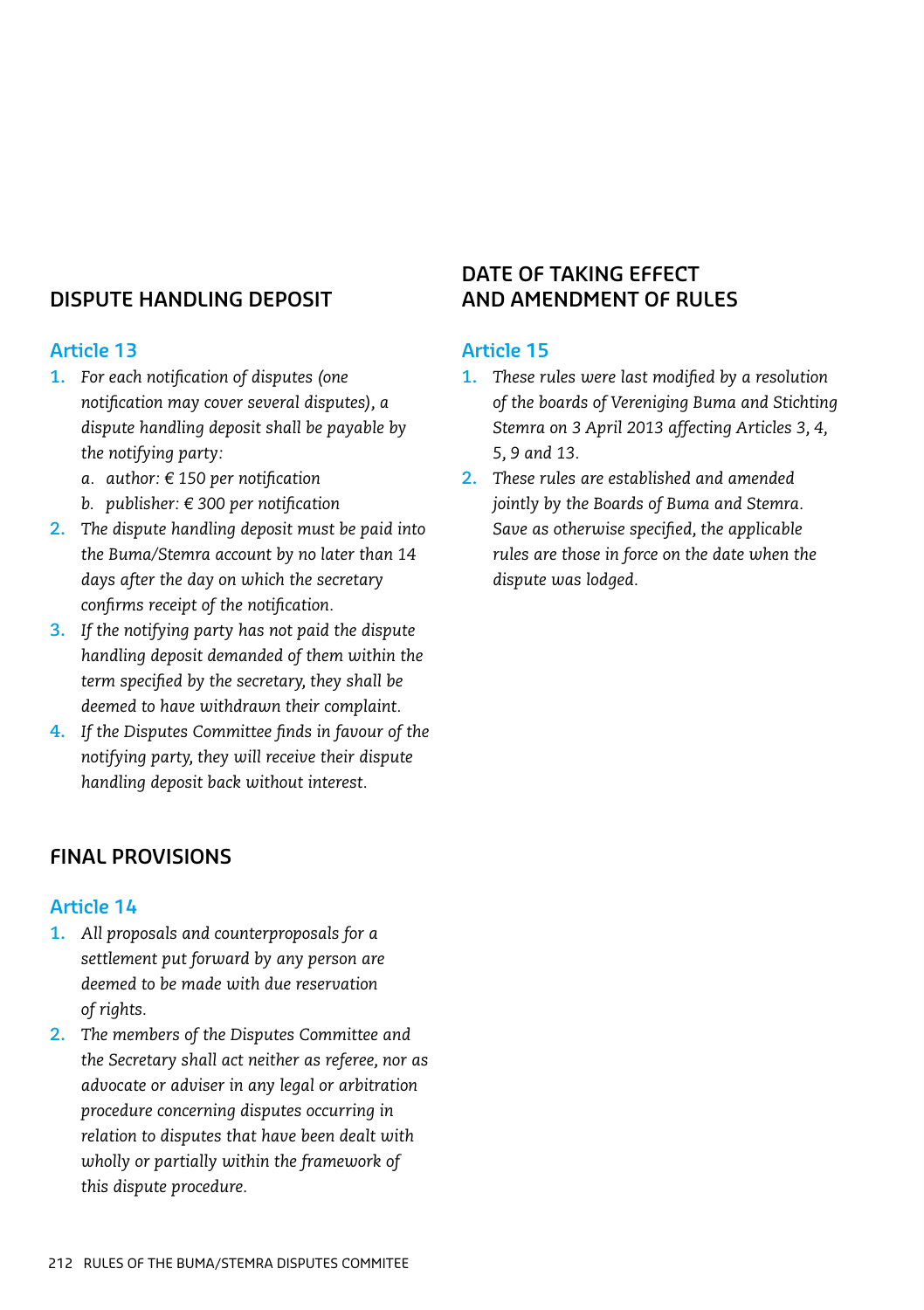## DISPUTE HANDLING DEPOSIT

### Article 13

1. *For each notification of disputes (one notification may cover several disputes), a dispute handling deposit shall be payable by the notifying party:*
   a. *author: € 150 per notification*
   b. *publisher: € 300 per notification*
2. *The dispute handling deposit must be paid into the Buma/Stemra account by no later than 14 days after the day on which the secretary confirms receipt of the notification.*
3. *If the notifying party has not paid the dispute handling deposit demanded of them within the term specified by the secretary, they shall be deemed to have withdrawn their complaint.*
4. *If the Disputes Committee finds in favour of the notifying party, they will receive their dispute handling deposit back without interest.*

## FINAL PROVISIONS

### Article 14

1. *All proposals and counterproposals for a settlement put forward by any person are deemed to be made with due reservation of rights.*
2. *The members of the Disputes Committee and the Secretary shall act neither as referee, nor as advocate or adviser in any legal or arbitration procedure concerning disputes occurring in relation to disputes that have been dealt with wholly or partially within the framework of this dispute procedure.*

## DATE OF TAKING EFFECT AND AMENDMENT OF RULES

### Article 15

1. *These rules were last modified by a resolution of the boards of Vereniging Buma and Stichting Stemra on 3 April 2013 affecting Articles 3, 4, 5, 9 and 13.*
2. *These rules are established and amended jointly by the Boards of Buma and Stemra. Save as otherwise specified, the applicable rules are those in force on the date when the dispute was lodged.*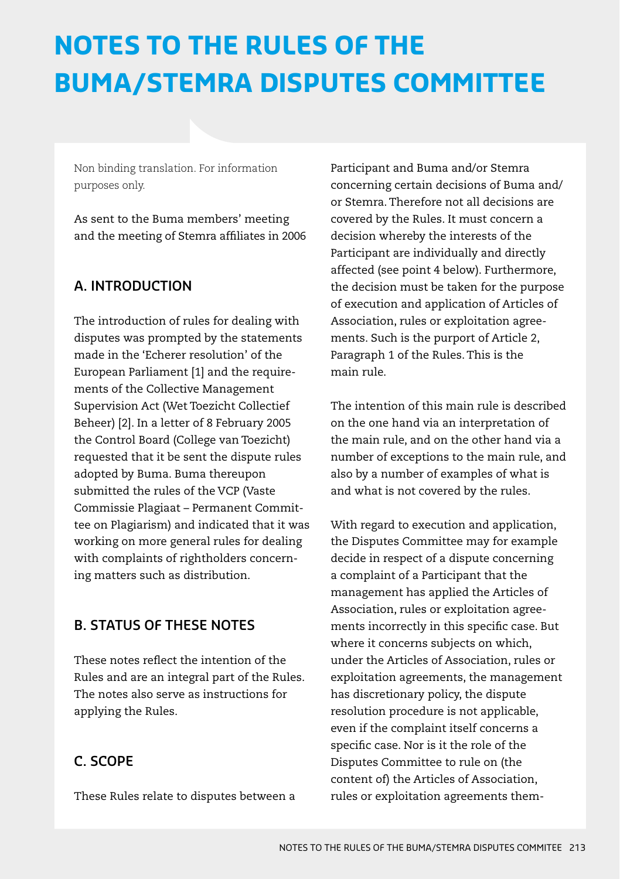# NOTES TO THE RULES OF THE BUMA/STEMRA DISPUTES COMMITTEE

Non binding translation. For information purposes only.

As sent to the Buma members' meeting and the meeting of Stemra affiliates in 2006

## A. INTRODUCTION

The introduction of rules for dealing with disputes was prompted by the statements made in the 'Echerer resolution' of the European Parliament [1] and the requirements of the Collective Management Supervision Act (Wet Toezicht Collectief Beheer) [2]. In a letter of 8 February 2005 the Control Board (College van Toezicht) requested that it be sent the dispute rules adopted by Buma. Buma thereupon submitted the rules of the VCP (Vaste Commissie Plagiaat – Permanent Committee on Plagiarism) and indicated that it was working on more general rules for dealing with complaints of rightholders concerning matters such as distribution.

## B. STATUS OF THESE NOTES

These notes reflect the intention of the Rules and are an integral part of the Rules. The notes also serve as instructions for applying the Rules.

## C. SCOPE

These Rules relate to disputes between a Participant and Buma and/or Stemra concerning certain decisions of Buma and/or Stemra. Therefore not all decisions are covered by the Rules. It must concern a decision whereby the interests of the Participant are individually and directly affected (see point 4 below). Furthermore, the decision must be taken for the purpose of execution and application of Articles of Association, rules or exploitation agreements. Such is the purport of Article 2, Paragraph 1 of the Rules. This is the main rule.

The intention of this main rule is described on the one hand via an interpretation of the main rule, and on the other hand via a number of exceptions to the main rule, and also by a number of examples of what is and what is not covered by the rules.

With regard to execution and application, the Disputes Committee may for example decide in respect of a dispute concerning a complaint of a Participant that the management has applied the Articles of Association, rules or exploitation agreements incorrectly in this specific case. But where it concerns subjects on which, under the Articles of Association, rules or exploitation agreements, the management has discretionary policy, the dispute resolution procedure is not applicable, even if the complaint itself concerns a specific case. Nor is it the role of the Disputes Committee to rule on (the content of) the Articles of Association, rules or exploitation agreements them-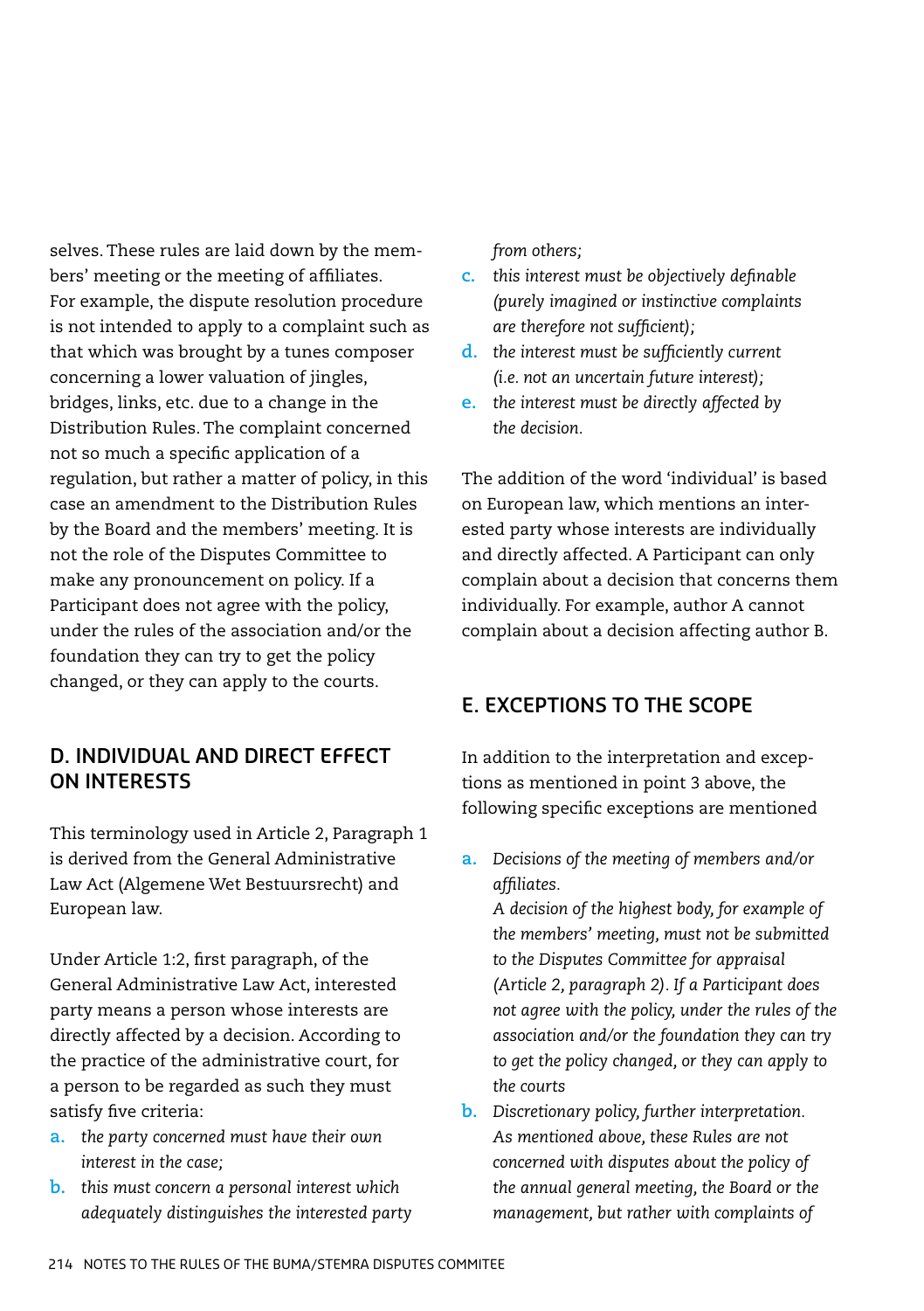selves. These rules are laid down by the members' meeting or the meeting of affiliates. For example, the dispute resolution procedure is not intended to apply to a complaint such as that which was brought by a tunes composer concerning a lower valuation of jingles, bridges, links, etc. due to a change in the Distribution Rules. The complaint concerned not so much a specific application of a regulation, but rather a matter of policy, in this case an amendment to the Distribution Rules by the Board and the members' meeting. It is not the role of the Disputes Committee to make any pronouncement on policy. If a Participant does not agree with the policy, under the rules of the association and/or the foundation they can try to get the policy changed, or they can apply to the courts.

## D. INDIVIDUAL AND DIRECT EFFECT ON INTERESTS

This terminology used in Article 2, Paragraph 1 is derived from the General Administrative Law Act (Algemene Wet Bestuursrecht) and European law.

Under Article 1:2, first paragraph, of the General Administrative Law Act, interested party means a person whose interests are directly affected by a decision. According to the practice of the administrative court, for a person to be regarded as such they must satisfy five criteria:

a. *the party concerned must have their own interest in the case;*
b. *this must concern a personal interest which adequately distinguishes the interested party from others;*
c. *this interest must be objectively definable (purely imagined or instinctive complaints are therefore not sufficient);*
d. *the interest must be sufficiently current (i.e. not an uncertain future interest);*
e. *the interest must be directly affected by the decision.*

The addition of the word 'individual' is based on European law, which mentions an interested party whose interests are individually and directly affected. A Participant can only complain about a decision that concerns them individually. For example, author A cannot complain about a decision affecting author B.

## E. EXCEPTIONS TO THE SCOPE

In addition to the interpretation and exceptions as mentioned in point 3 above, the following specific exceptions are mentioned

a. *Decisions of the meeting of members and/or affiliates.*
   *A decision of the highest body, for example of the members' meeting, must not be submitted to the Disputes Committee for appraisal (Article 2, paragraph 2). If a Participant does not agree with the policy, under the rules of the association and/or the foundation they can try to get the policy changed, or they can apply to the courts*
b. *Discretionary policy, further interpretation.*
   *As mentioned above, these Rules are not concerned with disputes about the policy of the annual general meeting, the Board or the management, but rather with complaints of*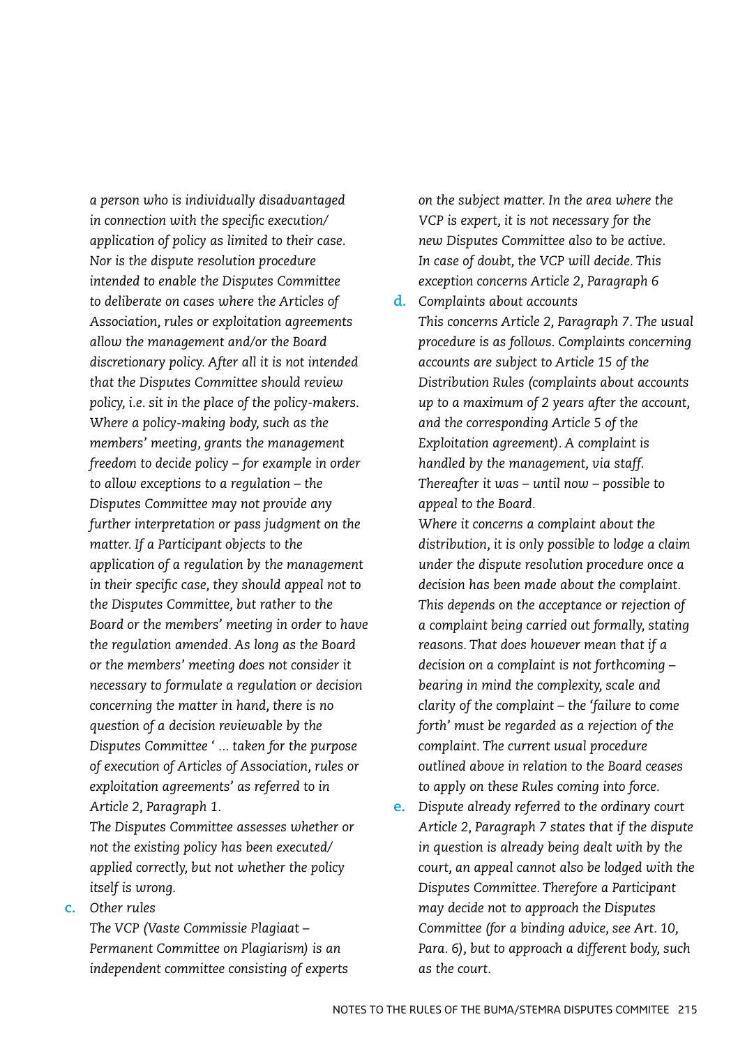*a person who is individually disadvantaged in connection with the specific execution/ application of policy as limited to their case. Nor is the dispute resolution procedure intended to enable the Disputes Committee to deliberate on cases where the Articles of Association, rules or exploitation agreements allow the management and/or the Board discretionary policy. After all it is not intended that the Disputes Committee should review policy, i.e. sit in the place of the policy-makers. Where a policy-making body, such as the members' meeting, grants the management freedom to decide policy – for example in order to allow exceptions to a regulation – the Disputes Committee may not provide any further interpretation or pass judgment on the matter. If a Participant objects to the application of a regulation by the management in their specific case, they should appeal not to the Disputes Committee, but rather to the Board or the members' meeting in order to have the regulation amended. As long as the Board or the members' meeting does not consider it necessary to formulate a regulation or decision concerning the matter in hand, there is no question of a decision reviewable by the Disputes Committee ' ... taken for the purpose of execution of Articles of Association, rules or exploitation agreements' as referred to in Article 2, Paragraph 1.*

*The Disputes Committee assesses whether or not the existing policy has been executed/ applied correctly, but not whether the policy itself is wrong.*

c. *Other rules*
*The VCP (Vaste Commissie Plagiaat – Permanent Committee on Plagiarism) is an independent committee consisting of experts on the subject matter. In the area where the VCP is expert, it is not necessary for the new Disputes Committee also to be active. In case of doubt, the VCP will decide. This exception concerns Article 2, Paragraph 6*

d. *Complaints about accounts*
*This concerns Article 2, Paragraph 7. The usual procedure is as follows. Complaints concerning accounts are subject to Article 15 of the Distribution Rules (complaints about accounts up to a maximum of 2 years after the account, and the corresponding Article 5 of the Exploitation agreement). A complaint is handled by the management, via staff. Thereafter it was – until now – possible to appeal to the Board.*
*Where it concerns a complaint about the distribution, it is only possible to lodge a claim under the dispute resolution procedure once a decision has been made about the complaint. This depends on the acceptance or rejection of a complaint being carried out formally, stating reasons. That does however mean that if a decision on a complaint is not forthcoming – bearing in mind the complexity, scale and clarity of the complaint – the 'failure to come forth' must be regarded as a rejection of the complaint. The current usual procedure outlined above in relation to the Board ceases to apply on these Rules coming into force.*

e. *Dispute already referred to the ordinary court*
*Article 2, Paragraph 7 states that if the dispute in question is already being dealt with by the court, an appeal cannot also be lodged with the Disputes Committee. Therefore a Participant may decide not to approach the Disputes Committee (for a binding advice, see Art. 10, Para. 6), but to approach a different body, such as the court.*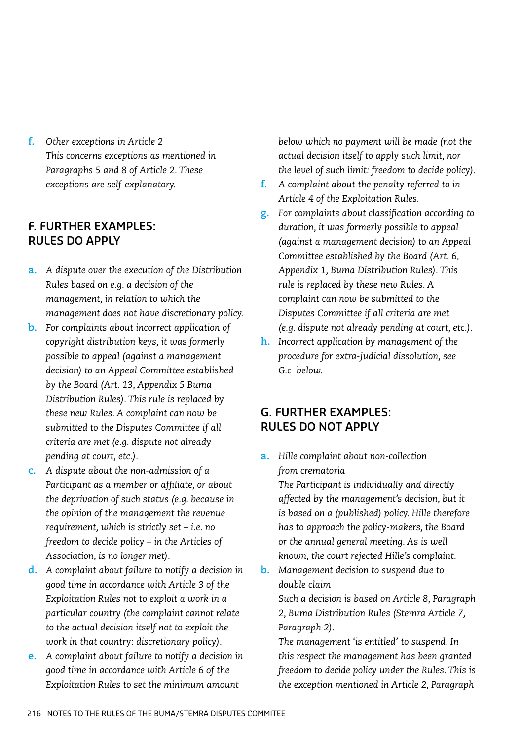f. *Other exceptions in Article 2*
   *This concerns exceptions as mentioned in Paragraphs 5 and 8 of Article 2. These exceptions are self-explanatory.*

## F. FURTHER EXAMPLES: RULES DO APPLY

a. *A dispute over the execution of the Distribution Rules based on e.g. a decision of the management, in relation to which the management does not have discretionary policy.*
b. *For complaints about incorrect application of copyright distribution keys, it was formerly possible to appeal (against a management decision) to an Appeal Committee established by the Board (Art. 13, Appendix 5 Buma Distribution Rules). This rule is replaced by these new Rules. A complaint can now be submitted to the Disputes Committee if all criteria are met (e.g. dispute not already pending at court, etc.).*
c. *A dispute about the non-admission of a Participant as a member or affiliate, or about the deprivation of such status (e.g. because in the opinion of the management the revenue requirement, which is strictly set – i.e. no freedom to decide policy – in the Articles of Association, is no longer met).*
d. *A complaint about failure to notify a decision in good time in accordance with Article 3 of the Exploitation Rules not to exploit a work in a particular country (the complaint cannot relate to the actual decision itself not to exploit the work in that country: discretionary policy).*
e. *A complaint about failure to notify a decision in good time in accordance with Article 6 of the Exploitation Rules to set the minimum amount below which no payment will be made (not the actual decision itself to apply such limit, nor the level of such limit: freedom to decide policy).*
f. *A complaint about the penalty referred to in Article 4 of the Exploitation Rules.*
g. *For complaints about classification according to duration, it was formerly possible to appeal (against a management decision) to an Appeal Committee established by the Board (Art. 6, Appendix 1, Buma Distribution Rules). This rule is replaced by these new Rules. A complaint can now be submitted to the Disputes Committee if all criteria are met (e.g. dispute not already pending at court, etc.).*
h. *Incorrect application by management of the procedure for extra-judicial dissolution, see G.c below.*

## G. FURTHER EXAMPLES: RULES DO NOT APPLY

a. *Hille complaint about non-collection from crematoria*
   *The Participant is individually and directly affected by the management's decision, but it is based on a (published) policy. Hille therefore has to approach the policy-makers, the Board or the annual general meeting. As is well known, the court rejected Hille's complaint.*
b. *Management decision to suspend due to double claim*
   *Such a decision is based on Article 8, Paragraph 2, Buma Distribution Rules (Stemra Article 7, Paragraph 2).*
   *The management 'is entitled' to suspend. In this respect the management has been granted freedom to decide policy under the Rules. This is the exception mentioned in Article 2, Paragraph*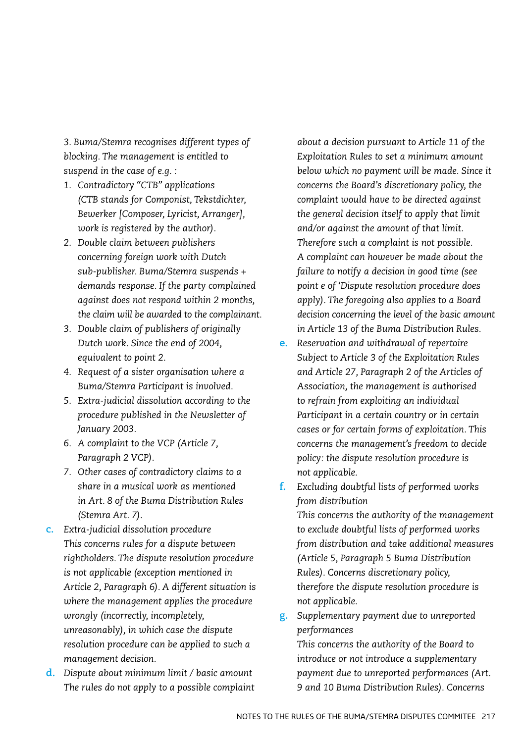*3. Buma/Stemra recognises different types of blocking. The management is entitled to suspend in the case of e.g. :*

1. *Contradictory "CTB" applications (CTB stands for Componist, Tekstdichter, Bewerker [Composer, Lyricist, Arranger], work is registered by the author).*
2. *Double claim between publishers concerning foreign work with Dutch sub-publisher. Buma/Stemra suspends + demands response. If the party complained against does not respond within 2 months, the claim will be awarded to the complainant.*
3. *Double claim of publishers of originally Dutch work. Since the end of 2004, equivalent to point 2.*
4. *Request of a sister organisation where a Buma/Stemra Participant is involved.*
5. *Extra-judicial dissolution according to the procedure published in the Newsletter of January 2003.*
6. *A complaint to the VCP (Article 7, Paragraph 2 VCP).*
7. *Other cases of contradictory claims to a share in a musical work as mentioned in Art. 8 of the Buma Distribution Rules (Stemra Art. 7).*

**c.** *Extra-judicial dissolution procedure*
*This concerns rules for a dispute between rightholders. The dispute resolution procedure is not applicable (exception mentioned in Article 2, Paragraph 6). A different situation is where the management applies the procedure wrongly (incorrectly, incompletely, unreasonably), in which case the dispute resolution procedure can be applied to such a management decision.*

**d.** *Dispute about minimum limit / basic amount*
*The rules do not apply to a possible complaint about a decision pursuant to Article 11 of the Exploitation Rules to set a minimum amount below which no payment will be made. Since it concerns the Board's discretionary policy, the complaint would have to be directed against the general decision itself to apply that limit and/or against the amount of that limit. Therefore such a complaint is not possible. A complaint can however be made about the failure to notify a decision in good time (see point e of 'Dispute resolution procedure does apply). The foregoing also applies to a Board decision concerning the level of the basic amount in Article 13 of the Buma Distribution Rules.*

**e.** *Reservation and withdrawal of repertoire*
*Subject to Article 3 of the Exploitation Rules and Article 27, Paragraph 2 of the Articles of Association, the management is authorised to refrain from exploiting an individual Participant in a certain country or in certain cases or for certain forms of exploitation. This concerns the management's freedom to decide policy: the dispute resolution procedure is not applicable.*

**f.** *Excluding doubtful lists of performed works from distribution*
*This concerns the authority of the management to exclude doubtful lists of performed works from distribution and take additional measures (Article 5, Paragraph 5 Buma Distribution Rules). Concerns discretionary policy, therefore the dispute resolution procedure is not applicable.*

**g.** *Supplementary payment due to unreported performances*
*This concerns the authority of the Board to introduce or not introduce a supplementary payment due to unreported performances (Art. 9 and 10 Buma Distribution Rules). Concerns*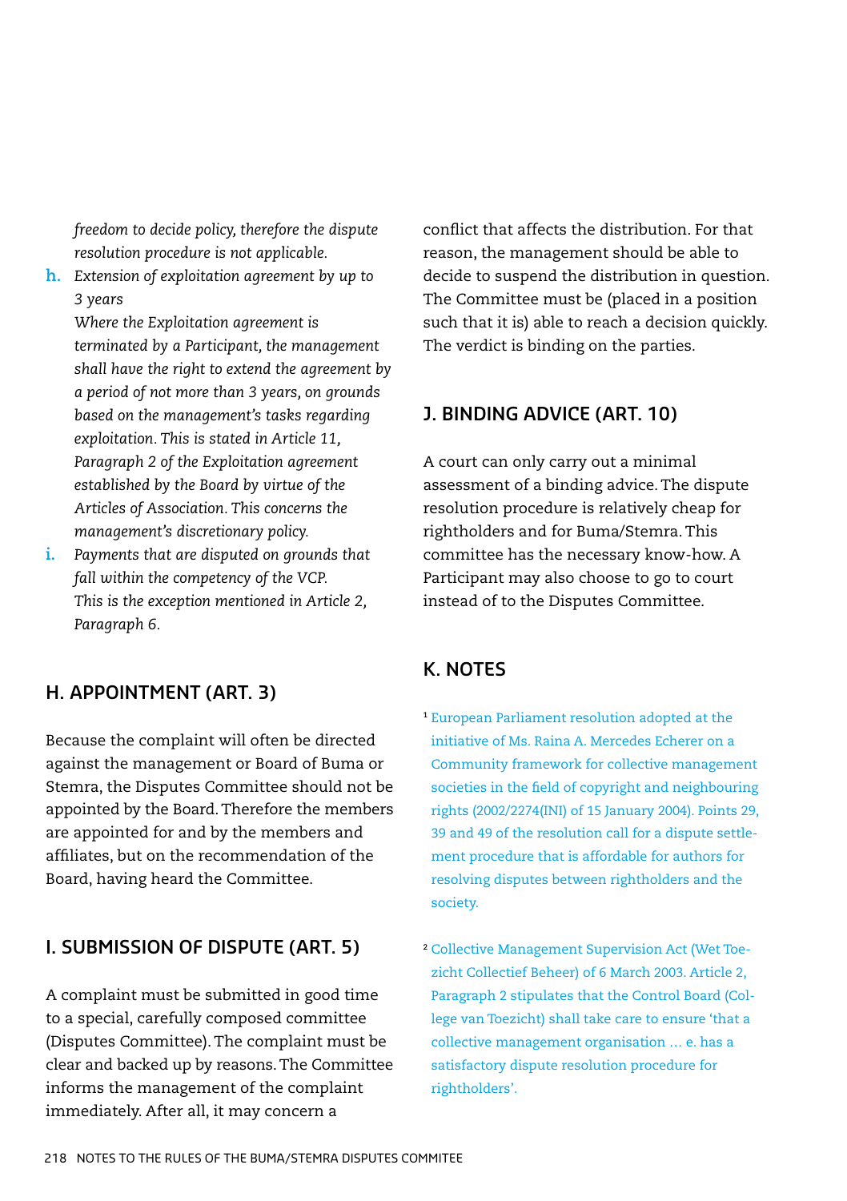*freedom to decide policy, therefore the dispute resolution procedure is not applicable.*

**h.** *Extension of exploitation agreement by up to 3 years*
*Where the Exploitation agreement is terminated by a Participant, the management shall have the right to extend the agreement by a period of not more than 3 years, on grounds based on the management's tasks regarding exploitation. This is stated in Article 11, Paragraph 2 of the Exploitation agreement established by the Board by virtue of the Articles of Association. This concerns the management's discretionary policy.*

**i.** *Payments that are disputed on grounds that fall within the competency of the VCP. This is the exception mentioned in Article 2, Paragraph 6.*

## H. APPOINTMENT (ART. 3)

Because the complaint will often be directed against the management or Board of Buma or Stemra, the Disputes Committee should not be appointed by the Board. Therefore the members are appointed for and by the members and affiliates, but on the recommendation of the Board, having heard the Committee.

## I. SUBMISSION OF DISPUTE (ART. 5)

A complaint must be submitted in good time to a special, carefully composed committee (Disputes Committee). The complaint must be clear and backed up by reasons. The Committee informs the management of the complaint immediately. After all, it may concern a conflict that affects the distribution. For that reason, the management should be able to decide to suspend the distribution in question. The Committee must be (placed in a position such that it is) able to reach a decision quickly. The verdict is binding on the parties.

## J. BINDING ADVICE (ART. 10)

A court can only carry out a minimal assessment of a binding advice. The dispute resolution procedure is relatively cheap for rightholders and for Buma/Stemra. This committee has the necessary know-how. A Participant may also choose to go to court instead of to the Disputes Committee.

## K. NOTES

[1] European Parliament resolution adopted at the initiative of Ms. Raina A. Mercedes Echerer on a Community framework for collective management societies in the field of copyright and neighbouring rights (2002/2274(INI) of 15 January 2004). Points 29, 39 and 49 of the resolution call for a dispute settlement procedure that is affordable for authors for resolving disputes between rightholders and the society.

[2] Collective Management Supervision Act (Wet Toezicht Collectief Beheer) of 6 March 2003. Article 2, Paragraph 2 stipulates that the Control Board (College van Toezicht) shall take care to ensure 'that a collective management organisation … e. has a satisfactory dispute resolution procedure for rightholders'.